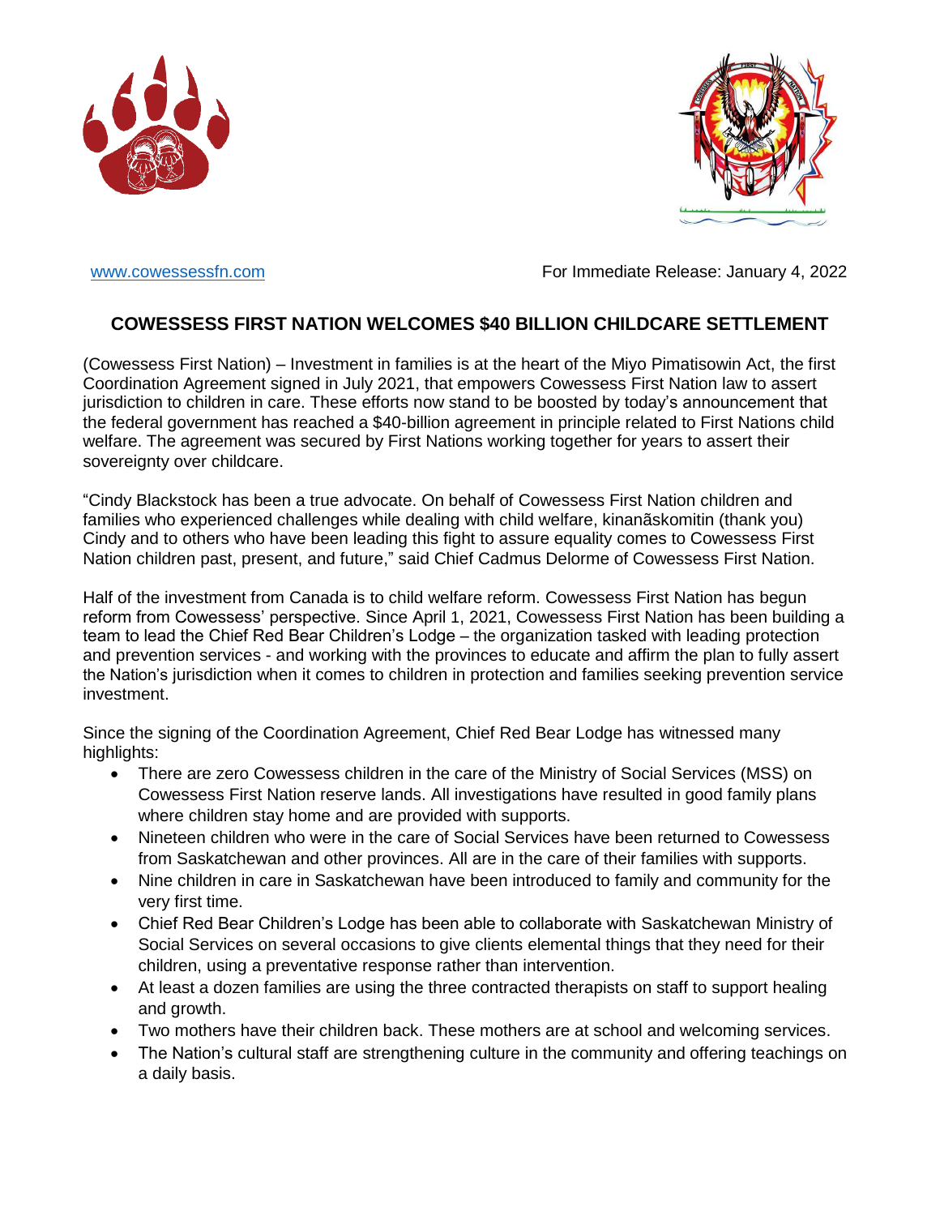www.cowessessfn.com

For Immediate Release: January 4, 2022

# COWESSESS FIRST NATION WELCOMES $40 BILLION CHILDCARE SETTLEMENT

(Cowessess First Nation) – Investment in families is at the heart of the Miyo Pimatisowin Act, the first Coordination Agreement signed in July 2021, that empowers Cowessess First Nation law to assert jurisdiction to children in care. These efforts now stand to be boosted by today's announcement that the federal government has reached a $40-billion agreement in principle related to First Nations child welfare. The agreement was secured by First Nations working together for years to assert their sovereignty over childcare.

"Cindy Blackstock has been a true advocate. On behalf of Cowessess First Nation children and families who experienced challenges while dealing with child welfare, kinanãskomitin (thank you) Cindy and to others who have been leading this fight to assure equality comes to Cowessess First Nation children past, present, and future," said Chief Cadmus Delorme of Cowessess First Nation.

Half of the investment from Canada is to child welfare reform. Cowessess First Nation has begun reform from Cowessess' perspective. Since April 1, 2021, Cowessess First Nation has been building a team to lead the Chief Red Bear Children's Lodge – the organization tasked with leading protection and prevention services - and working with the provinces to educate and affirm the plan to fully assert the Nation's jurisdiction when it comes to children in protection and families seeking prevention service investment.

Since the signing of the Coordination Agreement, Chief Red Bear Lodge has witnessed many highlights:

- There are zero Cowessess children in the care of the Ministry of Social Services (MSS) on Cowessess First Nation reserve lands. All investigations have resulted in good family plans where children stay home and are provided with supports.
- Nineteen children who were in the care of Social Services have been returned to Cowessess from Saskatchewan and other provinces. All are in the care of their families with supports.
- Nine children in care in Saskatchewan have been introduced to family and community for the very first time.
- Chief Red Bear Children's Lodge has been able to collaborate with Saskatchewan Ministry of Social Services on several occasions to give clients elemental things that they need for their children, using a preventative response rather than intervention.
- At least a dozen families are using the three contracted therapists on staff to support healing and growth.
- Two mothers have their children back. These mothers are at school and welcoming services.
- The Nation's cultural staff are strengthening culture in the community and offering teachings on a daily basis.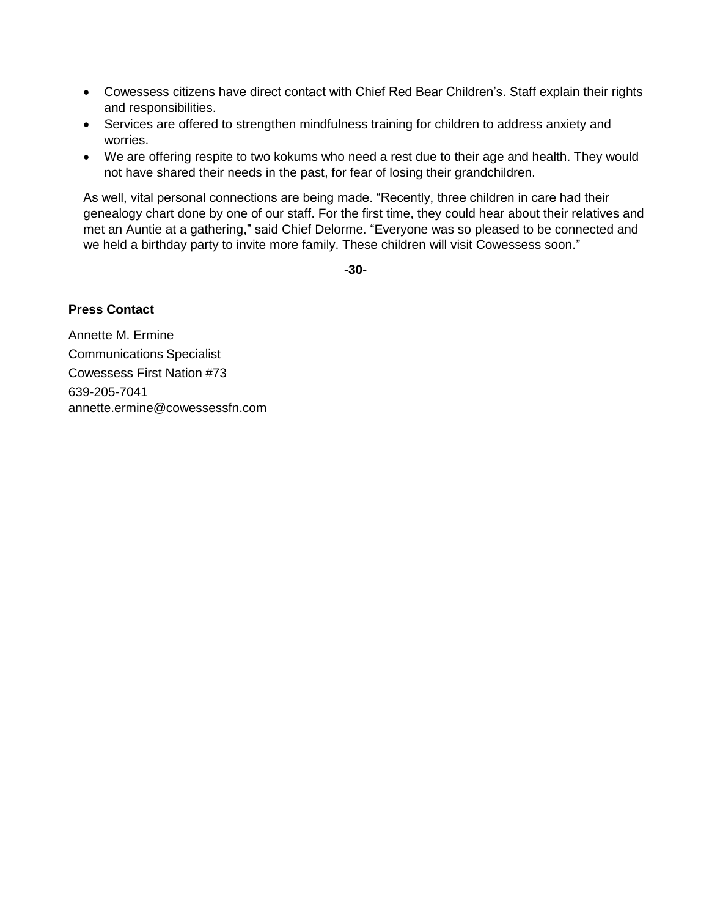- Cowessess citizens have direct contact with Chief Red Bear Children's. Staff explain their rights and responsibilities.
- Services are offered to strengthen mindfulness training for children to address anxiety and worries.
- We are offering respite to two kokums who need a rest due to their age and health. They would not have shared their needs in the past, for fear of losing their grandchildren.

As well, vital personal connections are being made. "Recently, three children in care had their genealogy chart done by one of our staff. For the first time, they could hear about their relatives and met an Auntie at a gathering," said Chief Delorme. "Everyone was so pleased to be connected and we held a birthday party to invite more family. These children will visit Cowessess soon."

**-30-**

**Press Contact**

Annette M. Ermine
Communications Specialist
Cowessess First Nation #73
639-205-7041
annette.ermine@cowessessfn.com